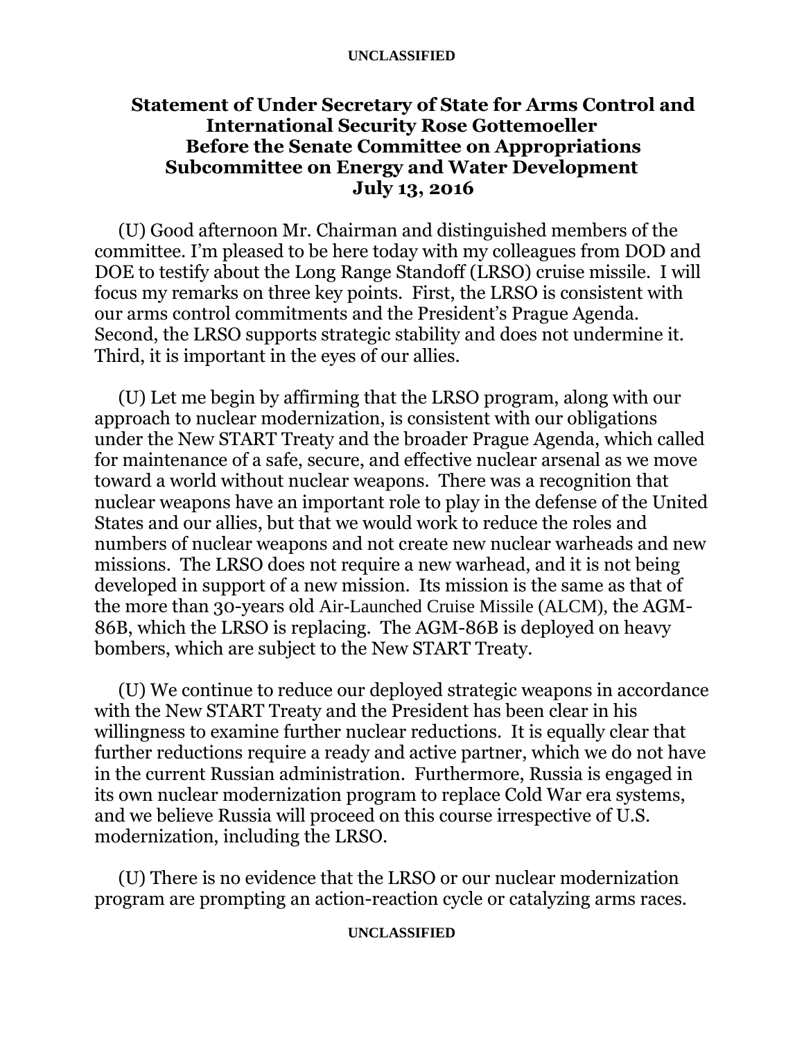# Statement of Under Secretary of State for Arms Control and International Security Rose Gottemoeller Before the Senate Committee on Appropriations Subcommittee on Energy and Water Development July 13, 2016

(U) Good afternoon Mr. Chairman and distinguished members of the committee. I'm pleased to be here today with my colleagues from DOD and DOE to testify about the Long Range Standoff (LRSO) cruise missile. I will focus my remarks on three key points. First, the LRSO is consistent with our arms control commitments and the President's Prague Agenda. Second, the LRSO supports strategic stability and does not undermine it. Third, it is important in the eyes of our allies.

(U) Let me begin by affirming that the LRSO program, along with our approach to nuclear modernization, is consistent with our obligations under the New START Treaty and the broader Prague Agenda, which called for maintenance of a safe, secure, and effective nuclear arsenal as we move toward a world without nuclear weapons. There was a recognition that nuclear weapons have an important role to play in the defense of the United States and our allies, but that we would work to reduce the roles and numbers of nuclear weapons and not create new nuclear warheads and new missions. The LRSO does not require a new warhead, and it is not being developed in support of a new mission. Its mission is the same as that of the more than 30-years old Air-Launched Cruise Missile (ALCM), the AGM-86B, which the LRSO is replacing. The AGM-86B is deployed on heavy bombers, which are subject to the New START Treaty.

(U) We continue to reduce our deployed strategic weapons in accordance with the New START Treaty and the President has been clear in his willingness to examine further nuclear reductions. It is equally clear that further reductions require a ready and active partner, which we do not have in the current Russian administration. Furthermore, Russia is engaged in its own nuclear modernization program to replace Cold War era systems, and we believe Russia will proceed on this course irrespective of U.S. modernization, including the LRSO.

(U) There is no evidence that the LRSO or our nuclear modernization program are prompting an action-reaction cycle or catalyzing arms races.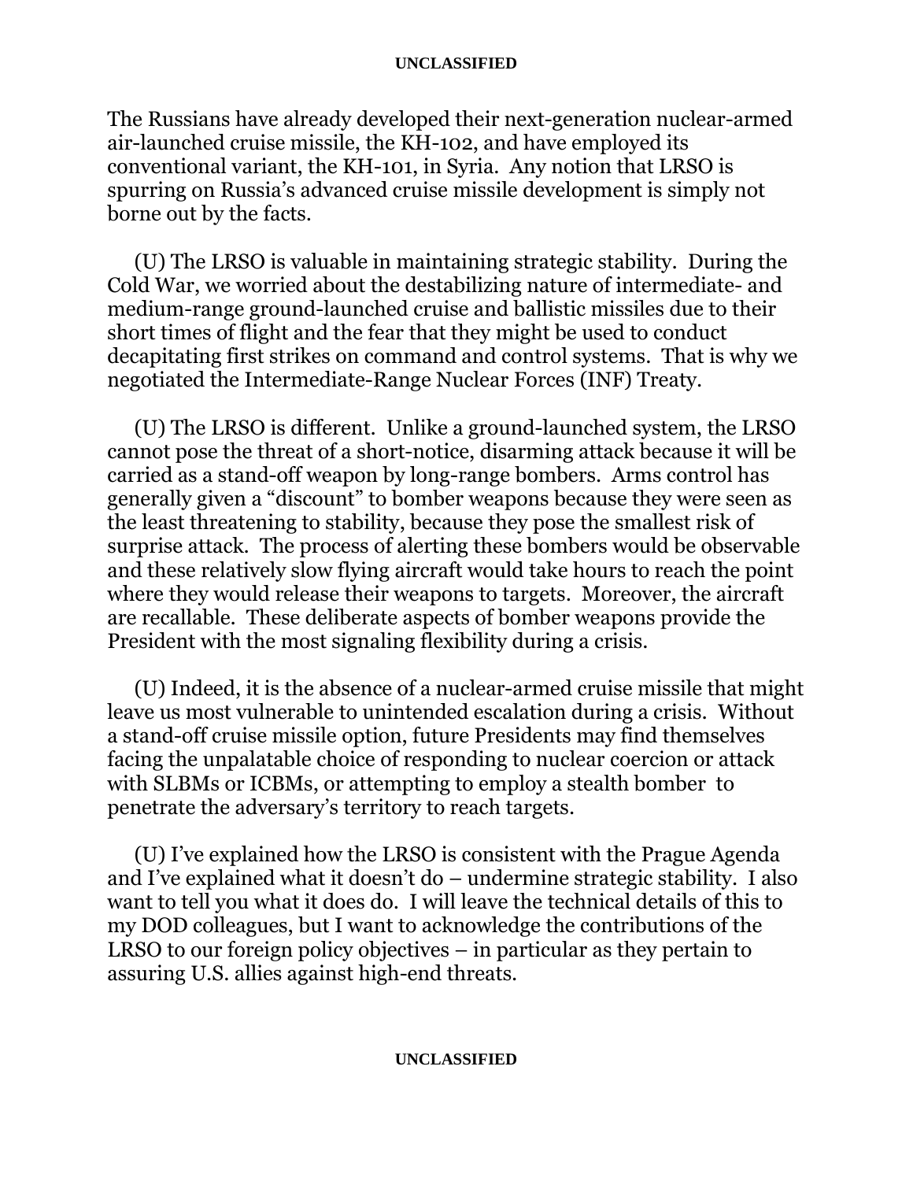The Russians have already developed their next-generation nuclear-armed air-launched cruise missile, the KH-102, and have employed its conventional variant, the KH-101, in Syria. Any notion that LRSO is spurring on Russia's advanced cruise missile development is simply not borne out by the facts.

(U) The LRSO is valuable in maintaining strategic stability. During the Cold War, we worried about the destabilizing nature of intermediate- and medium-range ground-launched cruise and ballistic missiles due to their short times of flight and the fear that they might be used to conduct decapitating first strikes on command and control systems. That is why we negotiated the Intermediate-Range Nuclear Forces (INF) Treaty.

(U) The LRSO is different. Unlike a ground-launched system, the LRSO cannot pose the threat of a short-notice, disarming attack because it will be carried as a stand-off weapon by long-range bombers. Arms control has generally given a "discount" to bomber weapons because they were seen as the least threatening to stability, because they pose the smallest risk of surprise attack. The process of alerting these bombers would be observable and these relatively slow flying aircraft would take hours to reach the point where they would release their weapons to targets. Moreover, the aircraft are recallable. These deliberate aspects of bomber weapons provide the President with the most signaling flexibility during a crisis.

(U) Indeed, it is the absence of a nuclear-armed cruise missile that might leave us most vulnerable to unintended escalation during a crisis. Without a stand-off cruise missile option, future Presidents may find themselves facing the unpalatable choice of responding to nuclear coercion or attack with SLBMs or ICBMs, or attempting to employ a stealth bomber to penetrate the adversary's territory to reach targets.

(U) I've explained how the LRSO is consistent with the Prague Agenda and I've explained what it doesn't do – undermine strategic stability. I also want to tell you what it does do. I will leave the technical details of this to my DOD colleagues, but I want to acknowledge the contributions of the LRSO to our foreign policy objectives – in particular as they pertain to assuring U.S. allies against high-end threats.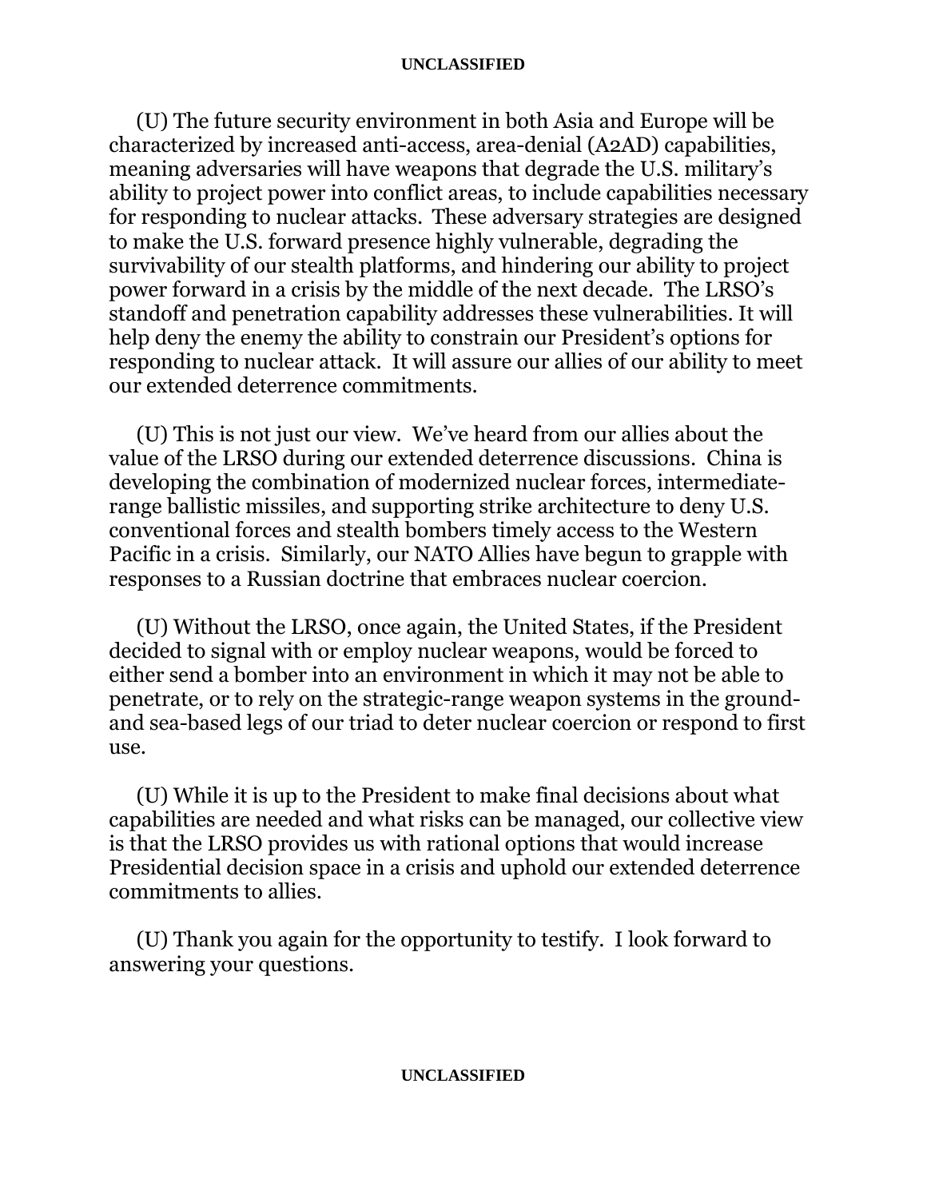(U) The future security environment in both Asia and Europe will be characterized by increased anti-access, area-denial (A2AD) capabilities, meaning adversaries will have weapons that degrade the U.S. military's ability to project power into conflict areas, to include capabilities necessary for responding to nuclear attacks. These adversary strategies are designed to make the U.S. forward presence highly vulnerable, degrading the survivability of our stealth platforms, and hindering our ability to project power forward in a crisis by the middle of the next decade. The LRSO's standoff and penetration capability addresses these vulnerabilities. It will help deny the enemy the ability to constrain our President's options for responding to nuclear attack. It will assure our allies of our ability to meet our extended deterrence commitments.

(U) This is not just our view. We've heard from our allies about the value of the LRSO during our extended deterrence discussions. China is developing the combination of modernized nuclear forces, intermediate-range ballistic missiles, and supporting strike architecture to deny U.S. conventional forces and stealth bombers timely access to the Western Pacific in a crisis. Similarly, our NATO Allies have begun to grapple with responses to a Russian doctrine that embraces nuclear coercion.

(U) Without the LRSO, once again, the United States, if the President decided to signal with or employ nuclear weapons, would be forced to either send a bomber into an environment in which it may not be able to penetrate, or to rely on the strategic-range weapon systems in the ground- and sea-based legs of our triad to deter nuclear coercion or respond to first use.

(U) While it is up to the President to make final decisions about what capabilities are needed and what risks can be managed, our collective view is that the LRSO provides us with rational options that would increase Presidential decision space in a crisis and uphold our extended deterrence commitments to allies.

(U) Thank you again for the opportunity to testify. I look forward to answering your questions.